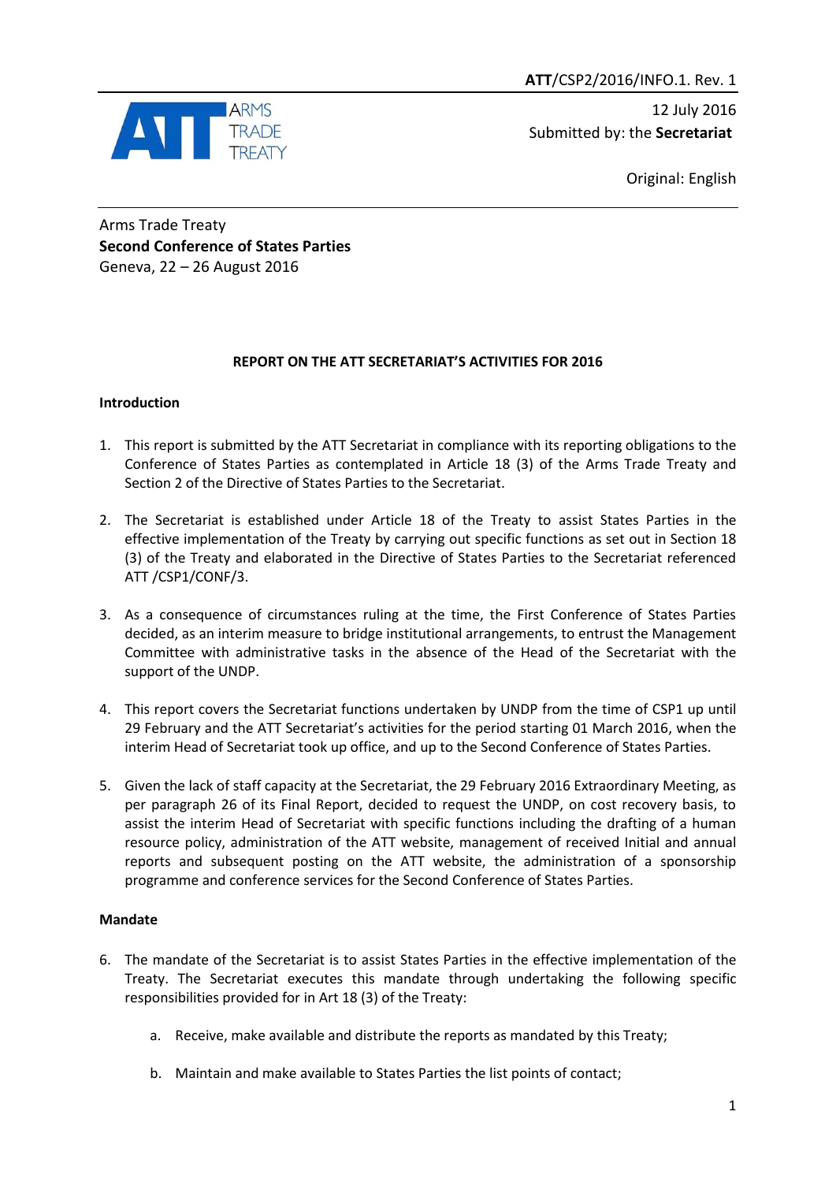**ATT**/CSP2/2016/INFO.1. Rev. 1

12 July 2016

Submitted by: the **Secretariat**

Original: English

Arms Trade Treaty
**Second Conference of States Parties**
Geneva, 22 – 26 August 2016

**REPORT ON THE ATT SECRETARIAT'S ACTIVITIES FOR 2016**

**Introduction**

1. This report is submitted by the ATT Secretariat in compliance with its reporting obligations to the Conference of States Parties as contemplated in Article 18 (3) of the Arms Trade Treaty and Section 2 of the Directive of States Parties to the Secretariat.

2. The Secretariat is established under Article 18 of the Treaty to assist States Parties in the effective implementation of the Treaty by carrying out specific functions as set out in Section 18 (3) of the Treaty and elaborated in the Directive of States Parties to the Secretariat referenced ATT /CSP1/CONF/3.

3. As a consequence of circumstances ruling at the time, the First Conference of States Parties decided, as an interim measure to bridge institutional arrangements, to entrust the Management Committee with administrative tasks in the absence of the Head of the Secretariat with the support of the UNDP.

4. This report covers the Secretariat functions undertaken by UNDP from the time of CSP1 up until 29 February and the ATT Secretariat's activities for the period starting 01 March 2016, when the interim Head of Secretariat took up office, and up to the Second Conference of States Parties.

5. Given the lack of staff capacity at the Secretariat, the 29 February 2016 Extraordinary Meeting, as per paragraph 26 of its Final Report, decided to request the UNDP, on cost recovery basis, to assist the interim Head of Secretariat with specific functions including the drafting of a human resource policy, administration of the ATT website, management of received Initial and annual reports and subsequent posting on the ATT website, the administration of a sponsorship programme and conference services for the Second Conference of States Parties.

**Mandate**

6. The mandate of the Secretariat is to assist States Parties in the effective implementation of the Treaty. The Secretariat executes this mandate through undertaking the following specific responsibilities provided for in Art 18 (3) of the Treaty:

   a. Receive, make available and distribute the reports as mandated by this Treaty;

   b. Maintain and make available to States Parties the list points of contact;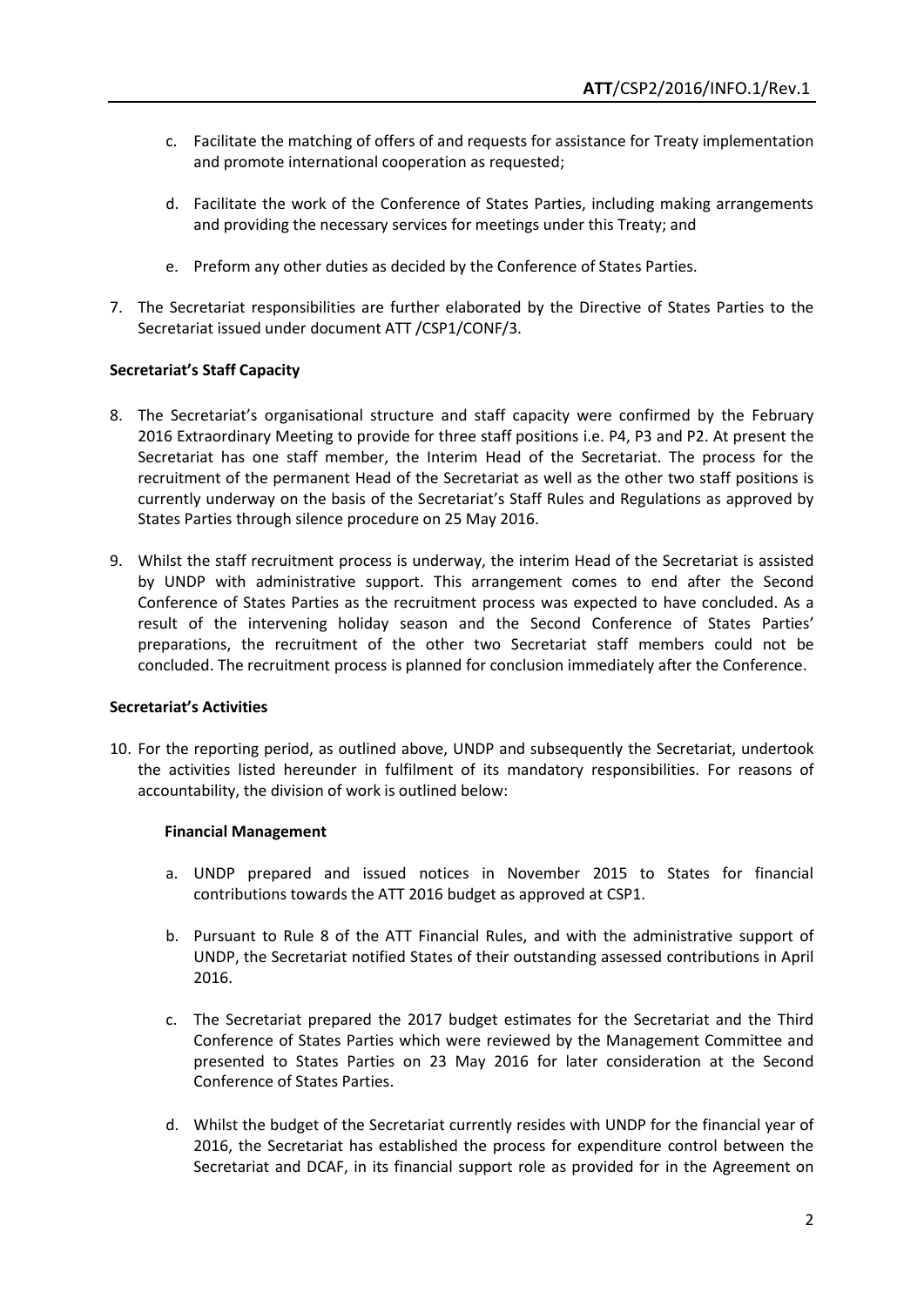c. Facilitate the matching of offers of and requests for assistance for Treaty implementation and promote international cooperation as requested;

d. Facilitate the work of the Conference of States Parties, including making arrangements and providing the necessary services for meetings under this Treaty; and

e. Preform any other duties as decided by the Conference of States Parties.

7. The Secretariat responsibilities are further elaborated by the Directive of States Parties to the Secretariat issued under document ATT /CSP1/CONF/3.

**Secretariat's Staff Capacity**

8. The Secretariat's organisational structure and staff capacity were confirmed by the February 2016 Extraordinary Meeting to provide for three staff positions i.e. P4, P3 and P2. At present the Secretariat has one staff member, the Interim Head of the Secretariat. The process for the recruitment of the permanent Head of the Secretariat as well as the other two staff positions is currently underway on the basis of the Secretariat's Staff Rules and Regulations as approved by States Parties through silence procedure on 25 May 2016.

9. Whilst the staff recruitment process is underway, the interim Head of the Secretariat is assisted by UNDP with administrative support. This arrangement comes to end after the Second Conference of States Parties as the recruitment process was expected to have concluded. As a result of the intervening holiday season and the Second Conference of States Parties' preparations, the recruitment of the other two Secretariat staff members could not be concluded. The recruitment process is planned for conclusion immediately after the Conference.

**Secretariat's Activities**

10. For the reporting period, as outlined above, UNDP and subsequently the Secretariat, undertook the activities listed hereunder in fulfilment of its mandatory responsibilities. For reasons of accountability, the division of work is outlined below:

**Financial Management**

a. UNDP prepared and issued notices in November 2015 to States for financial contributions towards the ATT 2016 budget as approved at CSP1.

b. Pursuant to Rule 8 of the ATT Financial Rules, and with the administrative support of UNDP, the Secretariat notified States of their outstanding assessed contributions in April 2016.

c. The Secretariat prepared the 2017 budget estimates for the Secretariat and the Third Conference of States Parties which were reviewed by the Management Committee and presented to States Parties on 23 May 2016 for later consideration at the Second Conference of States Parties.

d. Whilst the budget of the Secretariat currently resides with UNDP for the financial year of 2016, the Secretariat has established the process for expenditure control between the Secretariat and DCAF, in its financial support role as provided for in the Agreement on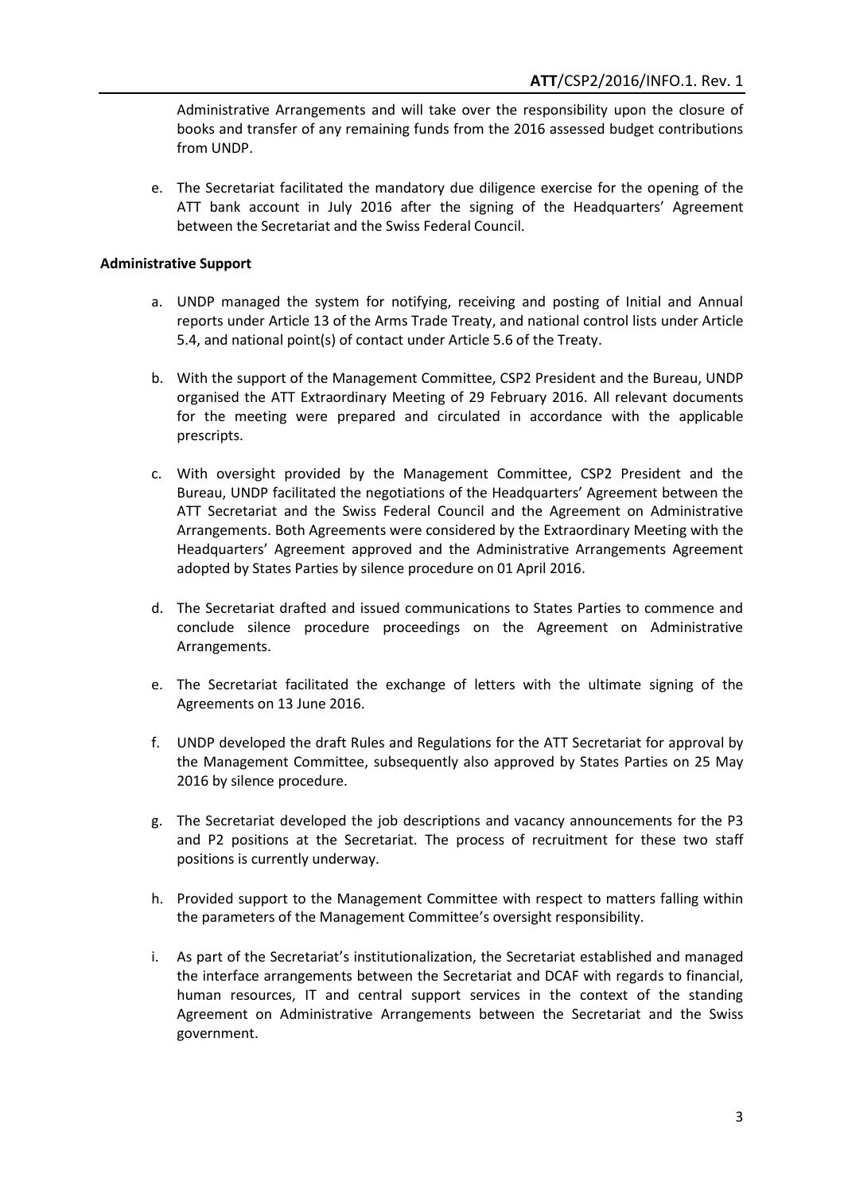Administrative Arrangements and will take over the responsibility upon the closure of books and transfer of any remaining funds from the 2016 assessed budget contributions from UNDP.

e. The Secretariat facilitated the mandatory due diligence exercise for the opening of the ATT bank account in July 2016 after the signing of the Headquarters' Agreement between the Secretariat and the Swiss Federal Council.

**Administrative Support**

a. UNDP managed the system for notifying, receiving and posting of Initial and Annual reports under Article 13 of the Arms Trade Treaty, and national control lists under Article 5.4, and national point(s) of contact under Article 5.6 of the Treaty.

b. With the support of the Management Committee, CSP2 President and the Bureau, UNDP organised the ATT Extraordinary Meeting of 29 February 2016. All relevant documents for the meeting were prepared and circulated in accordance with the applicable prescripts.

c. With oversight provided by the Management Committee, CSP2 President and the Bureau, UNDP facilitated the negotiations of the Headquarters' Agreement between the ATT Secretariat and the Swiss Federal Council and the Agreement on Administrative Arrangements. Both Agreements were considered by the Extraordinary Meeting with the Headquarters' Agreement approved and the Administrative Arrangements Agreement adopted by States Parties by silence procedure on 01 April 2016.

d. The Secretariat drafted and issued communications to States Parties to commence and conclude silence procedure proceedings on the Agreement on Administrative Arrangements.

e. The Secretariat facilitated the exchange of letters with the ultimate signing of the Agreements on 13 June 2016.

f. UNDP developed the draft Rules and Regulations for the ATT Secretariat for approval by the Management Committee, subsequently also approved by States Parties on 25 May 2016 by silence procedure.

g. The Secretariat developed the job descriptions and vacancy announcements for the P3 and P2 positions at the Secretariat. The process of recruitment for these two staff positions is currently underway.

h. Provided support to the Management Committee with respect to matters falling within the parameters of the Management Committee's oversight responsibility.

i. As part of the Secretariat's institutionalization, the Secretariat established and managed the interface arrangements between the Secretariat and DCAF with regards to financial, human resources, IT and central support services in the context of the standing Agreement on Administrative Arrangements between the Secretariat and the Swiss government.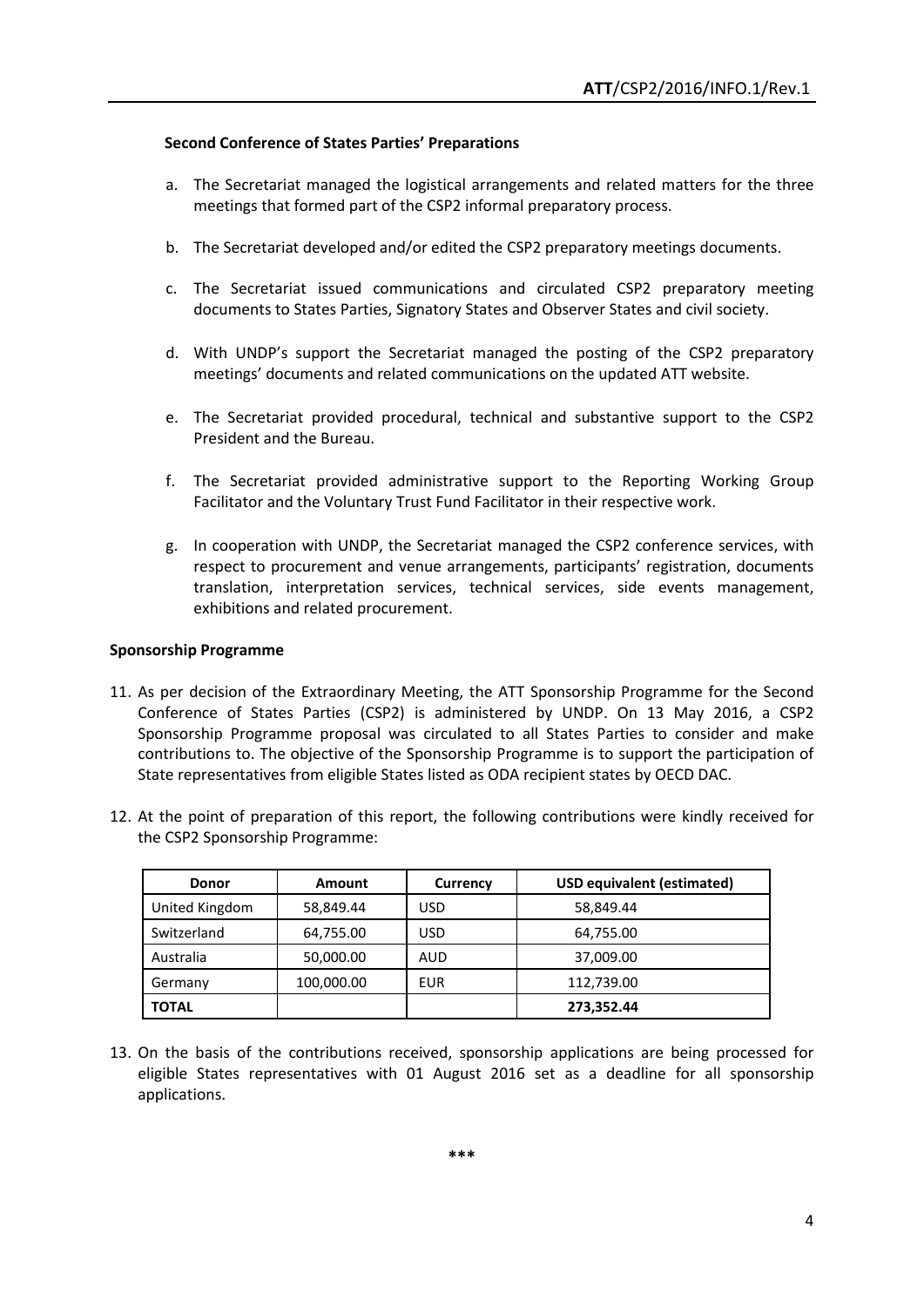**Second Conference of States Parties' Preparations**

a. The Secretariat managed the logistical arrangements and related matters for the three meetings that formed part of the CSP2 informal preparatory process.

b. The Secretariat developed and/or edited the CSP2 preparatory meetings documents.

c. The Secretariat issued communications and circulated CSP2 preparatory meeting documents to States Parties, Signatory States and Observer States and civil society.

d. With UNDP's support the Secretariat managed the posting of the CSP2 preparatory meetings' documents and related communications on the updated ATT website.

e. The Secretariat provided procedural, technical and substantive support to the CSP2 President and the Bureau.

f. The Secretariat provided administrative support to the Reporting Working Group Facilitator and the Voluntary Trust Fund Facilitator in their respective work.

g. In cooperation with UNDP, the Secretariat managed the CSP2 conference services, with respect to procurement and venue arrangements, participants' registration, documents translation, interpretation services, technical services, side events management, exhibitions and related procurement.

**Sponsorship Programme**

11. As per decision of the Extraordinary Meeting, the ATT Sponsorship Programme for the Second Conference of States Parties (CSP2) is administered by UNDP. On 13 May 2016, a CSP2 Sponsorship Programme proposal was circulated to all States Parties to consider and make contributions to. The objective of the Sponsorship Programme is to support the participation of State representatives from eligible States listed as ODA recipient states by OECD DAC.

12. At the point of preparation of this report, the following contributions were kindly received for the CSP2 Sponsorship Programme:

| Donor | Amount | Currency | USD equivalent (estimated) |
|---|---|---|---|
| United Kingdom | 58,849.44 | USD | 58,849.44 |
| Switzerland | 64,755.00 | USD | 64,755.00 |
| Australia | 50,000.00 | AUD | 37,009.00 |
| Germany | 100,000.00 | EUR | 112,739.00 |
| **TOTAL** | | | **273,352.44** |

13. On the basis of the contributions received, sponsorship applications are being processed for eligible States representatives with 01 August 2016 set as a deadline for all sponsorship applications.

***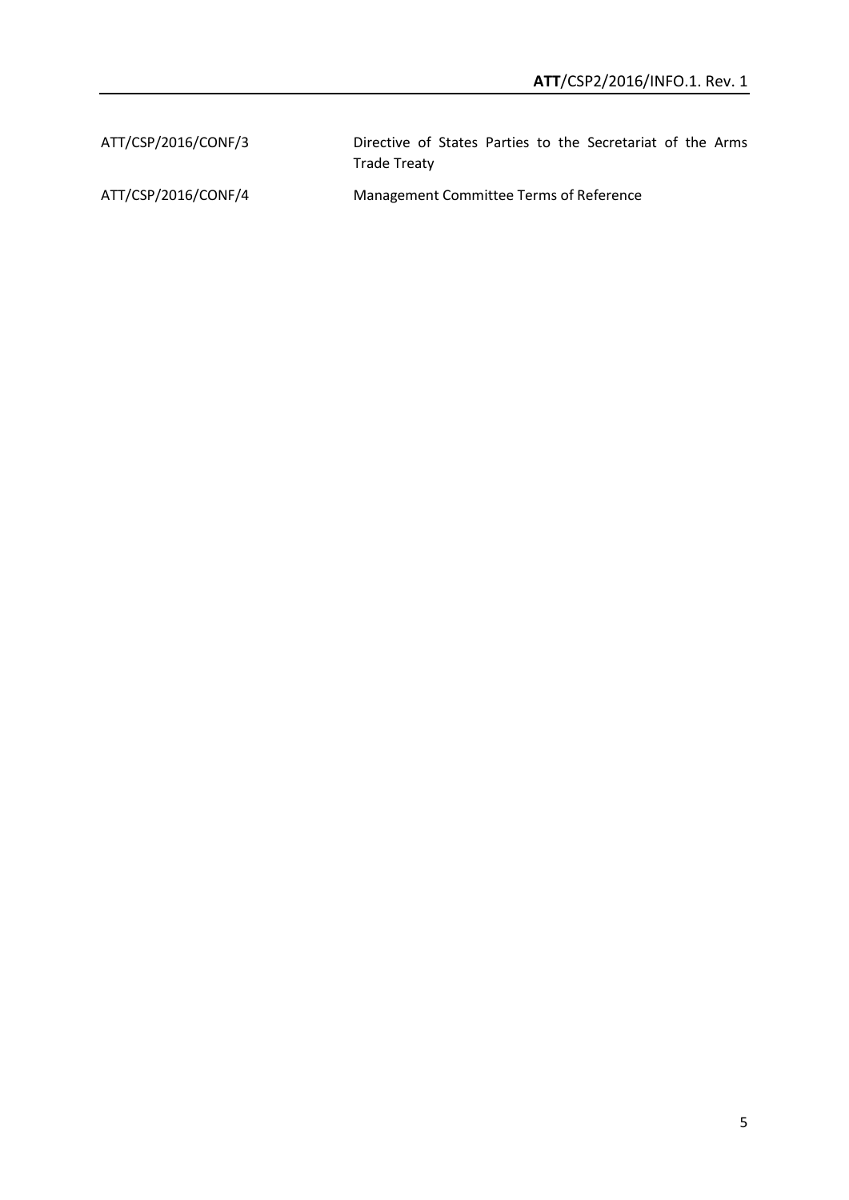| | |
|---|---|
| ATT/CSP/2016/CONF/3 | Directive of States Parties to the Secretariat of the Arms Trade Treaty |
| ATT/CSP/2016/CONF/4 | Management Committee Terms of Reference |